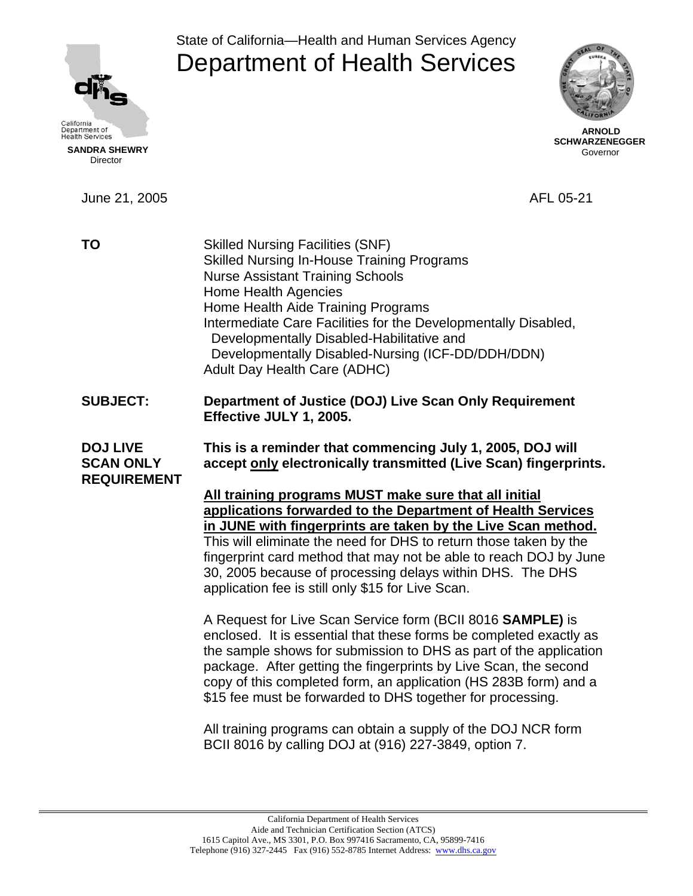California Department of Health Services

**SANDRA SHEWRY**
Director

State of California—Health and Human Services Agency

# Department of Health Services

**ARNOLD SCHWARZENEGGER**
Governor

June 21, 2005

AFL 05-21

**TO**

Skilled Nursing Facilities (SNF)
Skilled Nursing In-House Training Programs
Nurse Assistant Training Schools
Home Health Agencies
Home Health Aide Training Programs
Intermediate Care Facilities for the Developmentally Disabled, Developmentally Disabled-Habilitative and Developmentally Disabled-Nursing (ICF-DD/DDH/DDN)
Adult Day Health Care (ADHC)

**SUBJECT:** **Department of Justice (DOJ) Live Scan Only Requirement Effective JULY 1, 2005.**

**DOJ LIVE SCAN ONLY REQUIREMENT**

**This is a reminder that commencing July 1, 2005, DOJ will accept <u>only</u> electronically transmitted (Live Scan) fingerprints.**

**<u>All training programs MUST make sure that all initial applications forwarded to the Department of Health Services in JUNE with fingerprints are taken by the Live Scan method.</u>** This will eliminate the need for DHS to return those taken by the fingerprint card method that may not be able to reach DOJ by June 30, 2005 because of processing delays within DHS. The DHS application fee is still only $15 for Live Scan.

A Request for Live Scan Service form (BCII 8016 **SAMPLE)** is enclosed. It is essential that these forms be completed exactly as the sample shows for submission to DHS as part of the application package. After getting the fingerprints by Live Scan, the second copy of this completed form, an application (HS 283B form) and a $15 fee must be forwarded to DHS together for processing.

All training programs can obtain a supply of the DOJ NCR form BCII 8016 by calling DOJ at (916) 227-3849, option 7.

California Department of Health Services
Aide and Technician Certification Section (ATCS)
1615 Capitol Ave., MS 3301, P.O. Box 997416 Sacramento, CA, 95899-7416
Telephone (916) 327-2445 Fax (916) 552-8785 Internet Address: www.dhs.ca.gov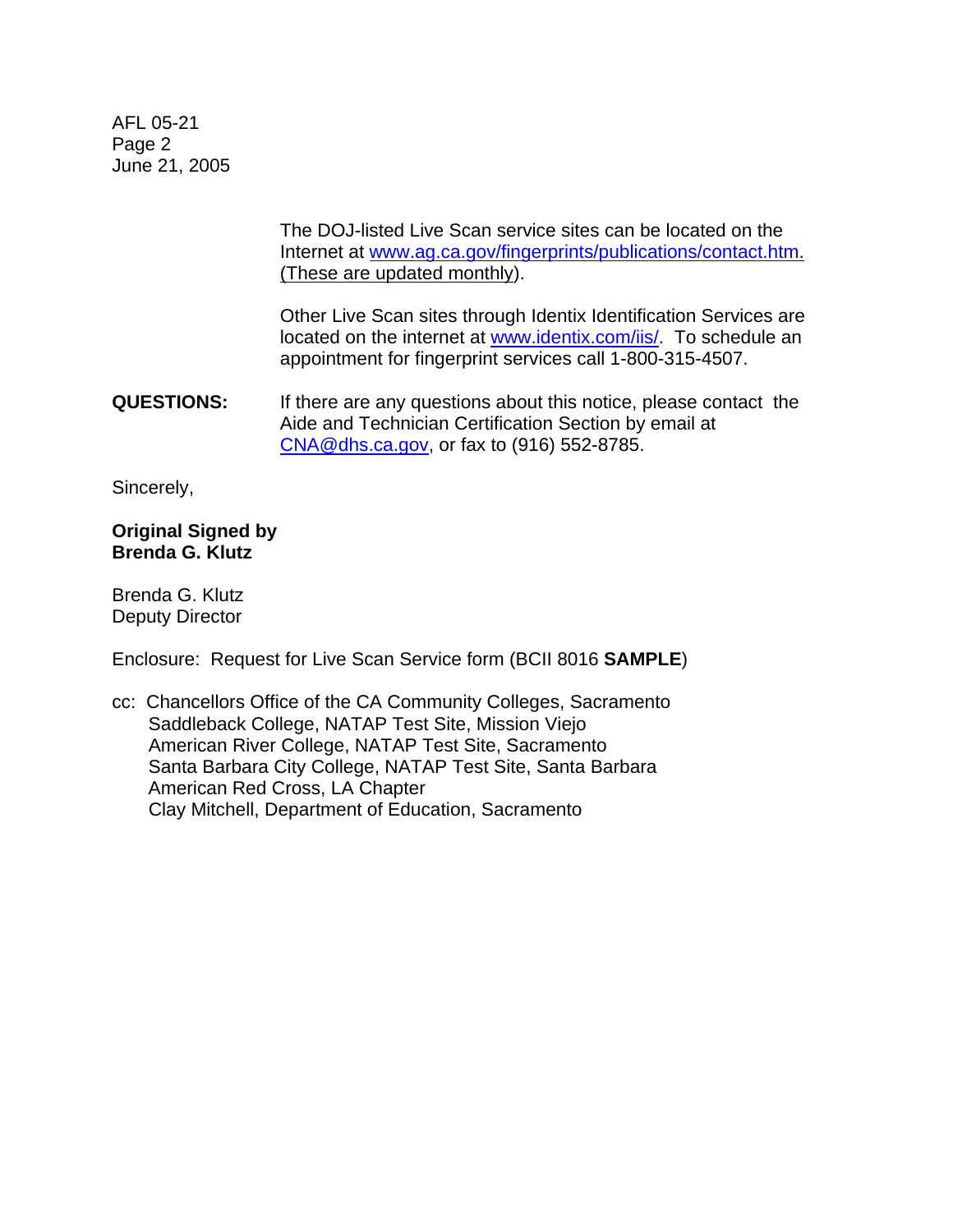The DOJ-listed Live Scan service sites can be located on the Internet at www.ag.ca.gov/fingerprints/publications/contact.htm. (These are updated monthly).

Other Live Scan sites through Identix Identification Services are located on the internet at www.identix.com/iis/. To schedule an appointment for fingerprint services call 1-800-315-4507.

**QUESTIONS:** If there are any questions about this notice, please contact the Aide and Technician Certification Section by email at CNA@dhs.ca.gov, or fax to (916) 552-8785.

Sincerely,

**Original Signed by**
**Brenda G. Klutz**

Brenda G. Klutz
Deputy Director

Enclosure: Request for Live Scan Service form (BCII 8016 **SAMPLE**)

cc: Chancellors Office of the CA Community Colleges, Sacramento
Saddleback College, NATAP Test Site, Mission Viejo
American River College, NATAP Test Site, Sacramento
Santa Barbara City College, NATAP Test Site, Santa Barbara
American Red Cross, LA Chapter
Clay Mitchell, Department of Education, Sacramento